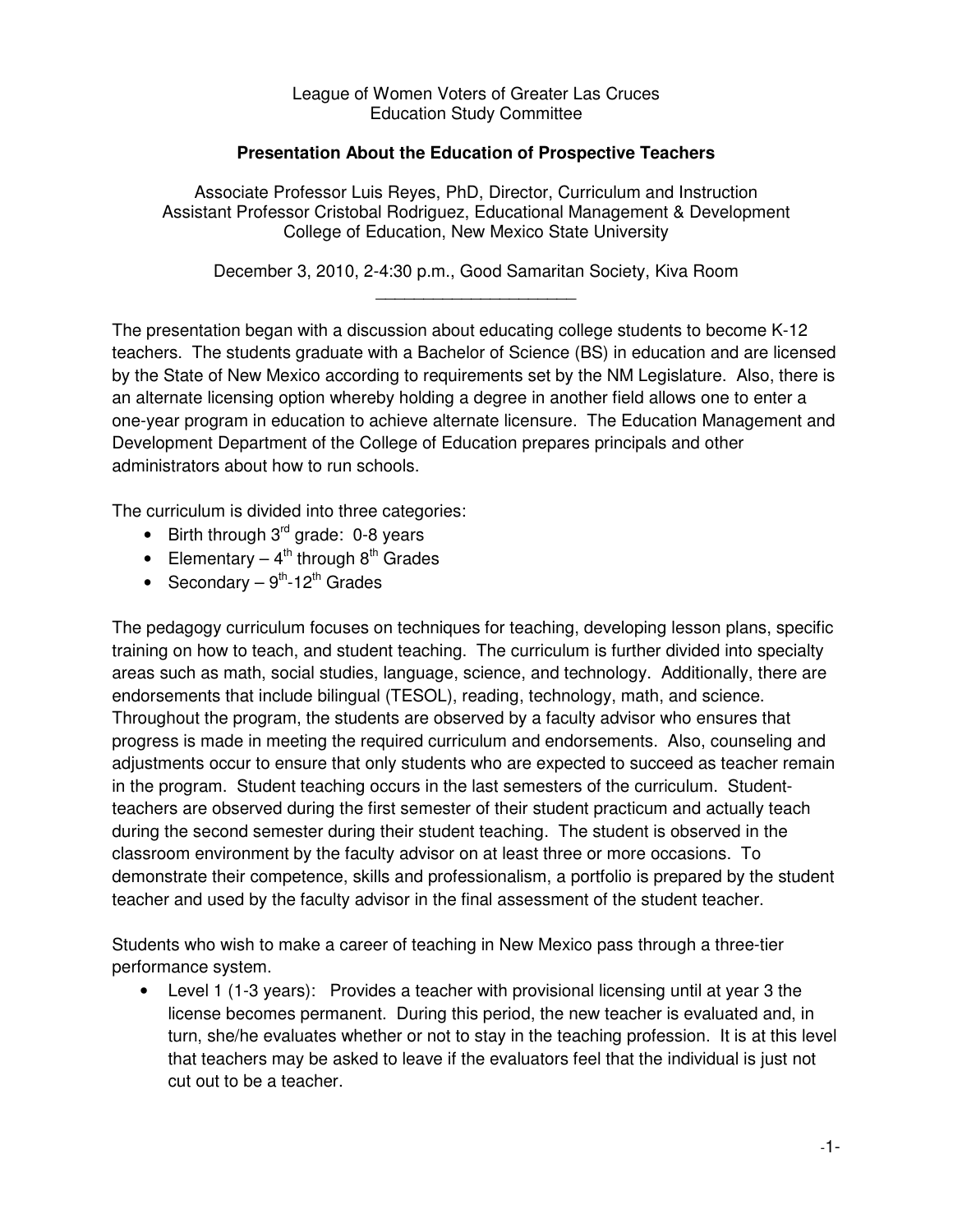League of Women Voters of Greater Las Cruces
Education Study Committee

## Presentation About the Education of Prospective Teachers

Associate Professor Luis Reyes, PhD, Director, Curriculum and Instruction
Assistant Professor Cristobal Rodriguez, Educational Management & Development
College of Education, New Mexico State University

December 3, 2010, 2-4:30 p.m., Good Samaritan Society, Kiva Room

---

The presentation began with a discussion about educating college students to become K-12 teachers. The students graduate with a Bachelor of Science (BS) in education and are licensed by the State of New Mexico according to requirements set by the NM Legislature. Also, there is an alternate licensing option whereby holding a degree in another field allows one to enter a one-year program in education to achieve alternate licensure. The Education Management and Development Department of the College of Education prepares principals and other administrators about how to run schools.

The curriculum is divided into three categories:

- Birth through 3rd grade: 0-8 years
- Elementary – 4th through 8th Grades
- Secondary – 9th-12th Grades

The pedagogy curriculum focuses on techniques for teaching, developing lesson plans, specific training on how to teach, and student teaching. The curriculum is further divided into specialty areas such as math, social studies, language, science, and technology. Additionally, there are endorsements that include bilingual (TESOL), reading, technology, math, and science. Throughout the program, the students are observed by a faculty advisor who ensures that progress is made in meeting the required curriculum and endorsements. Also, counseling and adjustments occur to ensure that only students who are expected to succeed as teacher remain in the program. Student teaching occurs in the last semesters of the curriculum. Student-teachers are observed during the first semester of their student practicum and actually teach during the second semester during their student teaching. The student is observed in the classroom environment by the faculty advisor on at least three or more occasions. To demonstrate their competence, skills and professionalism, a portfolio is prepared by the student teacher and used by the faculty advisor in the final assessment of the student teacher.

Students who wish to make a career of teaching in New Mexico pass through a three-tier performance system.

- Level 1 (1-3 years): Provides a teacher with provisional licensing until at year 3 the license becomes permanent. During this period, the new teacher is evaluated and, in turn, she/he evaluates whether or not to stay in the teaching profession. It is at this level that teachers may be asked to leave if the evaluators feel that the individual is just not cut out to be a teacher.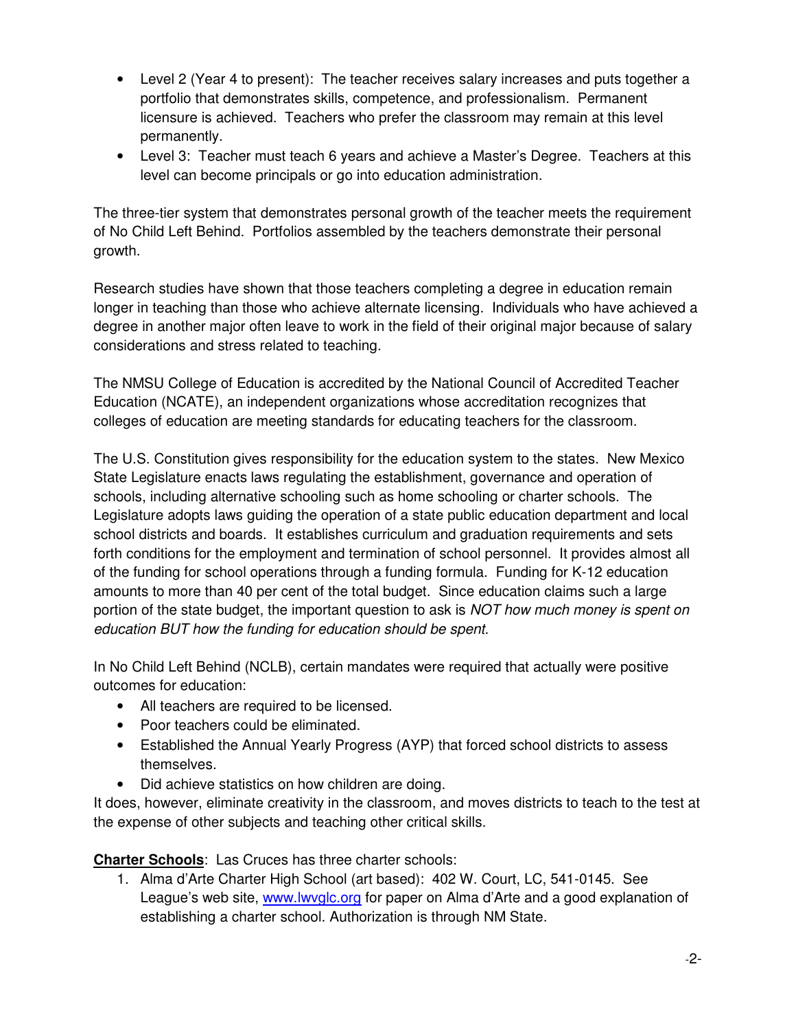- Level 2 (Year 4 to present): The teacher receives salary increases and puts together a portfolio that demonstrates skills, competence, and professionalism. Permanent licensure is achieved. Teachers who prefer the classroom may remain at this level permanently.
- Level 3: Teacher must teach 6 years and achieve a Master's Degree. Teachers at this level can become principals or go into education administration.

The three-tier system that demonstrates personal growth of the teacher meets the requirement of No Child Left Behind. Portfolios assembled by the teachers demonstrate their personal growth.

Research studies have shown that those teachers completing a degree in education remain longer in teaching than those who achieve alternate licensing. Individuals who have achieved a degree in another major often leave to work in the field of their original major because of salary considerations and stress related to teaching.

The NMSU College of Education is accredited by the National Council of Accredited Teacher Education (NCATE), an independent organizations whose accreditation recognizes that colleges of education are meeting standards for educating teachers for the classroom.

The U.S. Constitution gives responsibility for the education system to the states. New Mexico State Legislature enacts laws regulating the establishment, governance and operation of schools, including alternative schooling such as home schooling or charter schools. The Legislature adopts laws guiding the operation of a state public education department and local school districts and boards. It establishes curriculum and graduation requirements and sets forth conditions for the employment and termination of school personnel. It provides almost all of the funding for school operations through a funding formula. Funding for K-12 education amounts to more than 40 per cent of the total budget. Since education claims such a large portion of the state budget, the important question to ask is *NOT how much money is spent on education BUT how the funding for education should be spent.*

In No Child Left Behind (NCLB), certain mandates were required that actually were positive outcomes for education:

- All teachers are required to be licensed.
- Poor teachers could be eliminated.
- Established the Annual Yearly Progress (AYP) that forced school districts to assess themselves.
- Did achieve statistics on how children are doing.

It does, however, eliminate creativity in the classroom, and moves districts to teach to the test at the expense of other subjects and teaching other critical skills.

**Charter Schools**: Las Cruces has three charter schools:

1. Alma d'Arte Charter High School (art based): 402 W. Court, LC, 541-0145. See League's web site, www.lwvglc.org for paper on Alma d'Arte and a good explanation of establishing a charter school. Authorization is through NM State.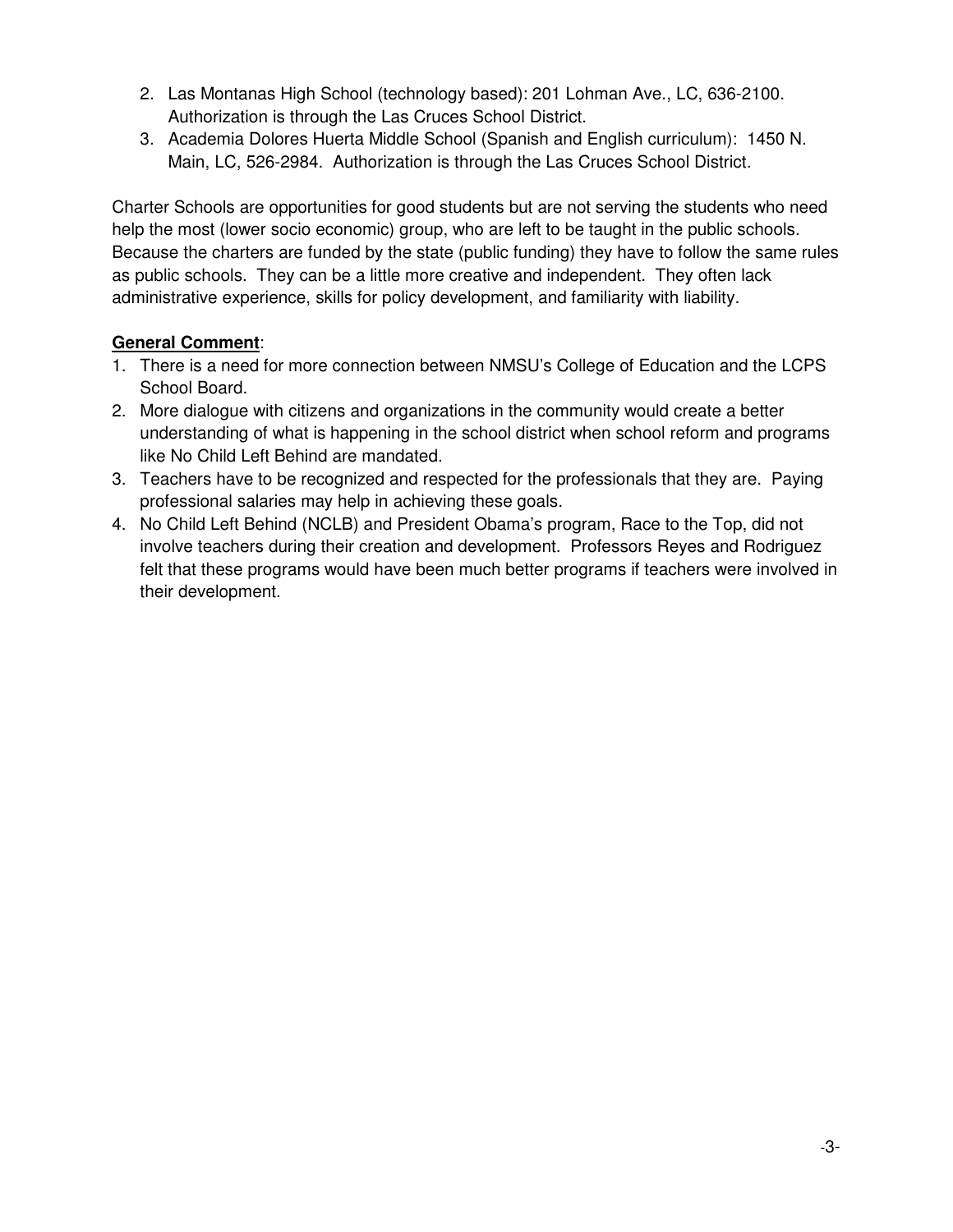2. Las Montanas High School (technology based): 201 Lohman Ave., LC, 636-2100. Authorization is through the Las Cruces School District.
3. Academia Dolores Huerta Middle School (Spanish and English curriculum): 1450 N. Main, LC, 526-2984. Authorization is through the Las Cruces School District.

Charter Schools are opportunities for good students but are not serving the students who need help the most (lower socio economic) group, who are left to be taught in the public schools. Because the charters are funded by the state (public funding) they have to follow the same rules as public schools. They can be a little more creative and independent. They often lack administrative experience, skills for policy development, and familiarity with liability.

**General Comment**:

1. There is a need for more connection between NMSU's College of Education and the LCPS School Board.
2. More dialogue with citizens and organizations in the community would create a better understanding of what is happening in the school district when school reform and programs like No Child Left Behind are mandated.
3. Teachers have to be recognized and respected for the professionals that they are. Paying professional salaries may help in achieving these goals.
4. No Child Left Behind (NCLB) and President Obama's program, Race to the Top, did not involve teachers during their creation and development. Professors Reyes and Rodriguez felt that these programs would have been much better programs if teachers were involved in their development.